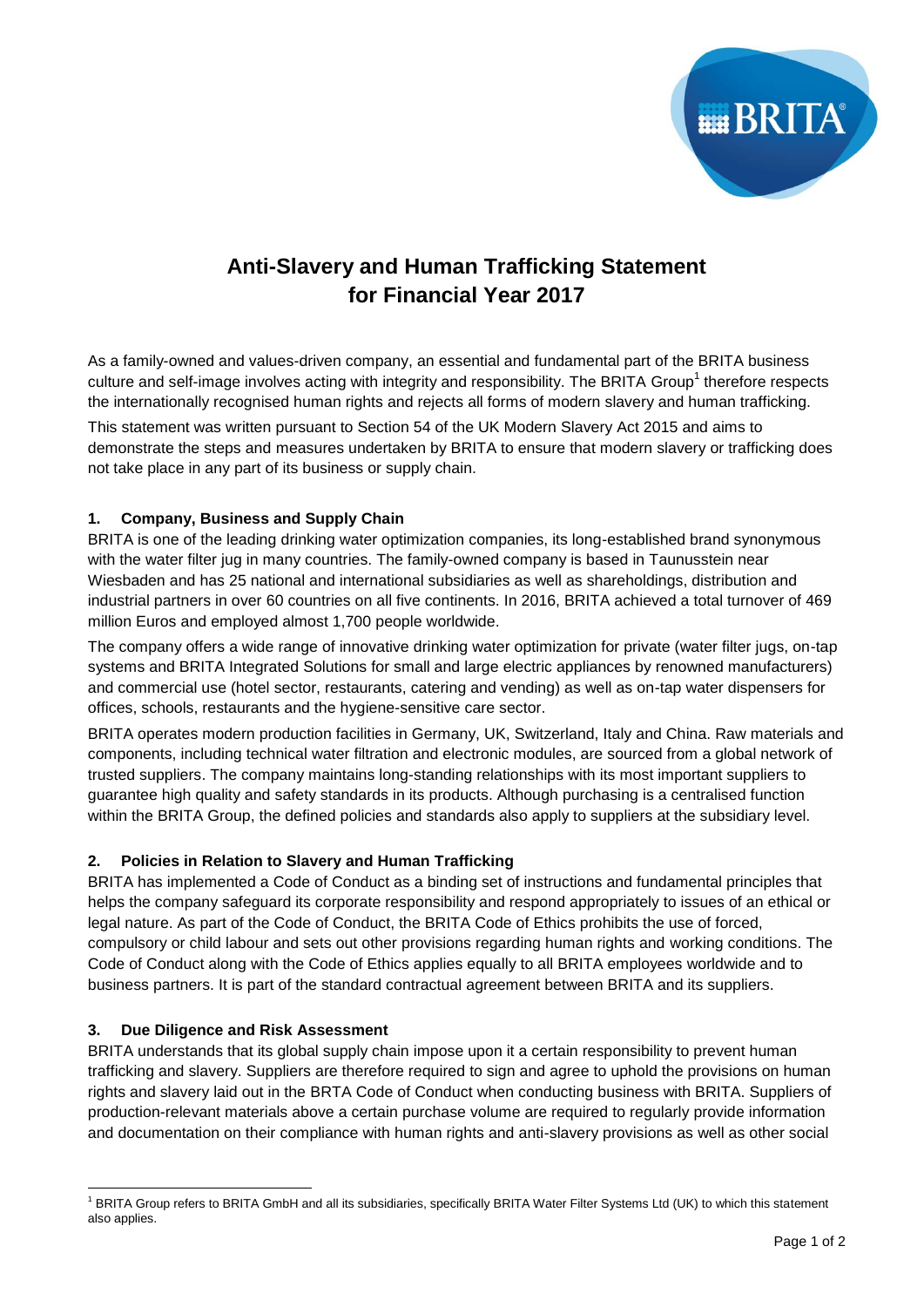# Anti-Slavery and Human Trafficking Statement for Financial Year 2017

As a family-owned and values-driven company, an essential and fundamental part of the BRITA business culture and self-image involves acting with integrity and responsibility. The BRITA Group[1] therefore respects the internationally recognised human rights and rejects all forms of modern slavery and human trafficking.

This statement was written pursuant to Section 54 of the UK Modern Slavery Act 2015 and aims to demonstrate the steps and measures undertaken by BRITA to ensure that modern slavery or trafficking does not take place in any part of its business or supply chain.

## 1. Company, Business and Supply Chain

BRITA is one of the leading drinking water optimization companies, its long-established brand synonymous with the water filter jug in many countries. The family-owned company is based in Taunusstein near Wiesbaden and has 25 national and international subsidiaries as well as shareholdings, distribution and industrial partners in over 60 countries on all five continents. In 2016, BRITA achieved a total turnover of 469 million Euros and employed almost 1,700 people worldwide.

The company offers a wide range of innovative drinking water optimization for private (water filter jugs, on-tap systems and BRITA Integrated Solutions for small and large electric appliances by renowned manufacturers) and commercial use (hotel sector, restaurants, catering and vending) as well as on-tap water dispensers for offices, schools, restaurants and the hygiene-sensitive care sector.

BRITA operates modern production facilities in Germany, UK, Switzerland, Italy and China. Raw materials and components, including technical water filtration and electronic modules, are sourced from a global network of trusted suppliers. The company maintains long-standing relationships with its most important suppliers to guarantee high quality and safety standards in its products. Although purchasing is a centralised function within the BRITA Group, the defined policies and standards also apply to suppliers at the subsidiary level.

## 2. Policies in Relation to Slavery and Human Trafficking

BRITA has implemented a Code of Conduct as a binding set of instructions and fundamental principles that helps the company safeguard its corporate responsibility and respond appropriately to issues of an ethical or legal nature. As part of the Code of Conduct, the BRITA Code of Ethics prohibits the use of forced, compulsory or child labour and sets out other provisions regarding human rights and working conditions. The Code of Conduct along with the Code of Ethics applies equally to all BRITA employees worldwide and to business partners. It is part of the standard contractual agreement between BRITA and its suppliers.

## 3. Due Diligence and Risk Assessment

BRITA understands that its global supply chain impose upon it a certain responsibility to prevent human trafficking and slavery. Suppliers are therefore required to sign and agree to uphold the provisions on human rights and slavery laid out in the BRTA Code of Conduct when conducting business with BRITA. Suppliers of production-relevant materials above a certain purchase volume are required to regularly provide information and documentation on their compliance with human rights and anti-slavery provisions as well as other social

---

[1] BRITA Group refers to BRITA GmbH and all its subsidiaries, specifically BRITA Water Filter Systems Ltd (UK) to which this statement also applies.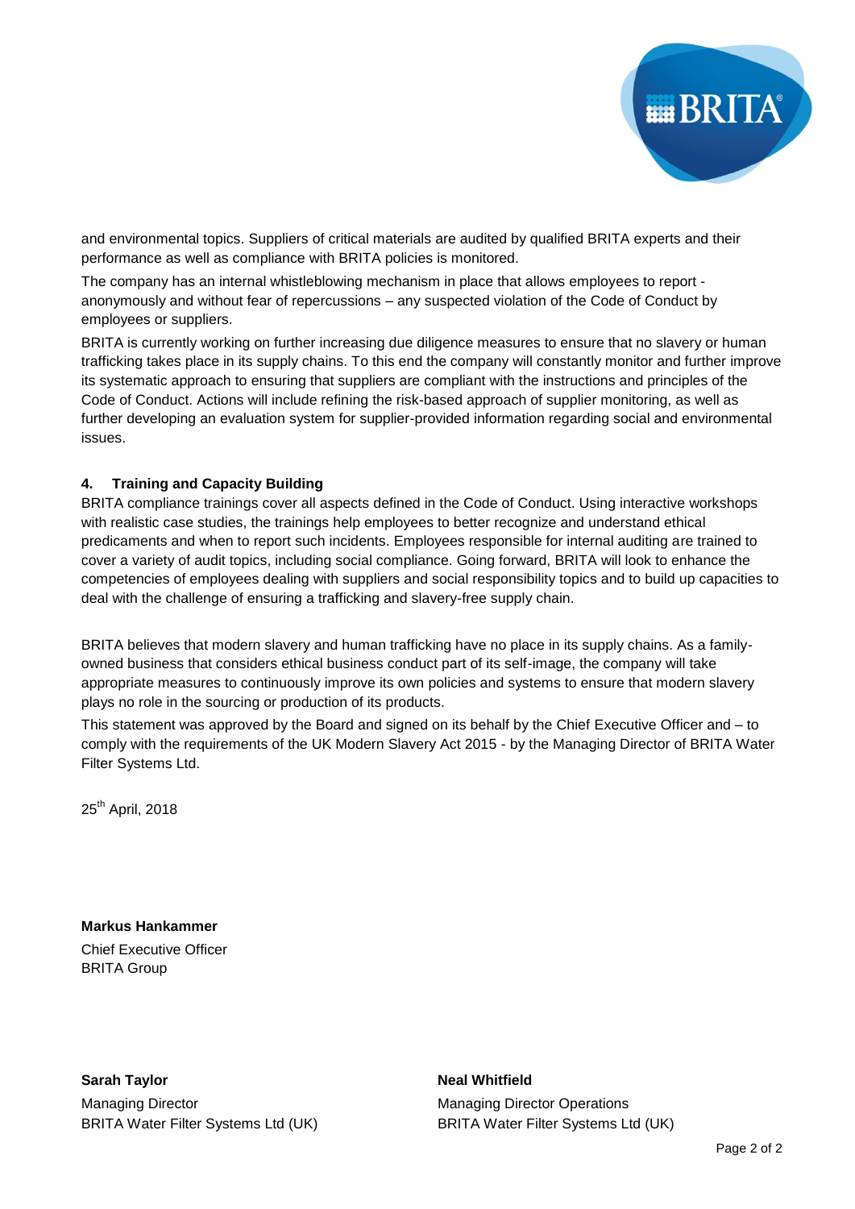and environmental topics. Suppliers of critical materials are audited by qualified BRITA experts and their performance as well as compliance with BRITA policies is monitored.

The company has an internal whistleblowing mechanism in place that allows employees to report - anonymously and without fear of repercussions – any suspected violation of the Code of Conduct by employees or suppliers.

BRITA is currently working on further increasing due diligence measures to ensure that no slavery or human trafficking takes place in its supply chains. To this end the company will constantly monitor and further improve its systematic approach to ensuring that suppliers are compliant with the instructions and principles of the Code of Conduct. Actions will include refining the risk-based approach of supplier monitoring, as well as further developing an evaluation system for supplier-provided information regarding social and environmental issues.

### 4. Training and Capacity Building

BRITA compliance trainings cover all aspects defined in the Code of Conduct. Using interactive workshops with realistic case studies, the trainings help employees to better recognize and understand ethical predicaments and when to report such incidents. Employees responsible for internal auditing are trained to cover a variety of audit topics, including social compliance. Going forward, BRITA will look to enhance the competencies of employees dealing with suppliers and social responsibility topics and to build up capacities to deal with the challenge of ensuring a trafficking and slavery-free supply chain.

BRITA believes that modern slavery and human trafficking have no place in its supply chains. As a family-owned business that considers ethical business conduct part of its self-image, the company will take appropriate measures to continuously improve its own policies and systems to ensure that modern slavery plays no role in the sourcing or production of its products.

This statement was approved by the Board and signed on its behalf by the Chief Executive Officer and – to comply with the requirements of the UK Modern Slavery Act 2015 - by the Managing Director of BRITA Water Filter Systems Ltd.

25th April, 2018

**Markus Hankammer**
Chief Executive Officer
BRITA Group

**Sarah Taylor**
Managing Director
BRITA Water Filter Systems Ltd (UK)

**Neal Whitfield**
Managing Director Operations
BRITA Water Filter Systems Ltd (UK)